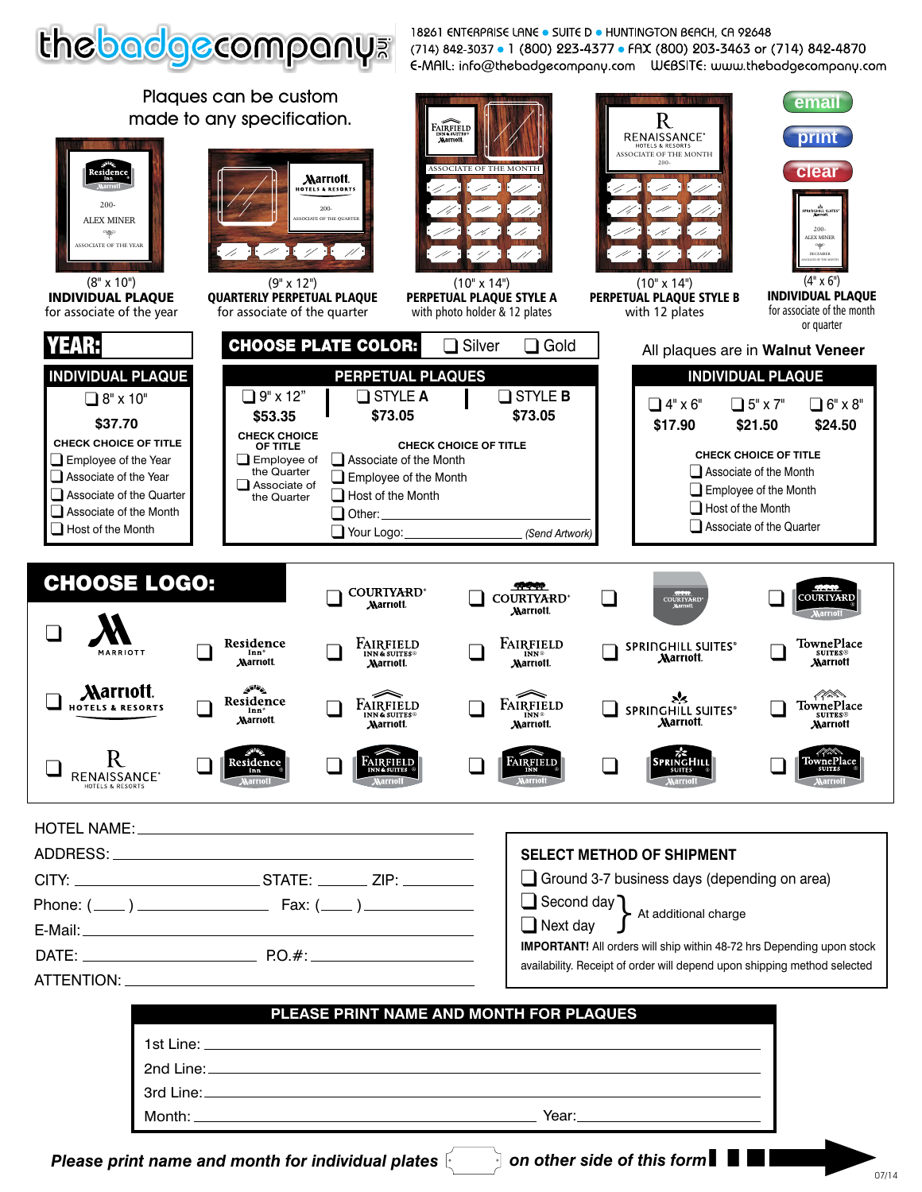# thebadgecompany inc

18261 ENTERPRISE LANE • SUITE D • HUNTINGTON BEACH, CA 92648
(714) 842-3037 • 1 (800) 223-4377 • FAX (800) 203-3463 or (714) 842-4870
E-MAIL: info@thebadgecompany.com WEBSITE: www.thebadgecompany.com

Plaques can be custom made to any specification.

email | print | clear

- (8" x 10") **INDIVIDUAL PLAQUE** for associate of the year
- (9" x 12") **QUARTERLY PERPETUAL PLAQUE** for associate of the quarter
- (10" x 14") **PERPETUAL PLAQUE STYLE A** with photo holder & 12 plates
- (10" x 14") **PERPETUAL PLAQUE STYLE B** with 12 plates
- (4" x 6") **INDIVIDUAL PLAQUE** for associate of the month or quarter

**YEAR:** ____________

**CHOOSE PLATE COLOR:** ☐ Silver ☐ Gold

All plaques are in **Walnut Veneer**

## INDIVIDUAL PLAQUE

☐ 8" x 10"

**$37.70**

**CHECK CHOICE OF TITLE**

- ☐ Employee of the Year
- ☐ Associate of the Year
- ☐ Associate of the Quarter
- ☐ Associate of the Month
- ☐ Host of the Month

## PERPETUAL PLAQUES

| ☐ 9" x 12" | ☐ STYLE A | ☐ STYLE B |
|---|---|---|
| **$53.35** | **$73.05** | **$73.05** |

**CHECK CHOICE OF TITLE** (9" x 12")

- ☐ Employee of the Quarter
- ☐ Associate of the Quarter

**CHECK CHOICE OF TITLE** (Style A / Style B)

- ☐ Associate of the Month
- ☐ Employee of the Month
- ☐ Host of the Month
- ☐ Other: ____________
- ☐ Your Logo: ____________ *(Send Artwork)*

## INDIVIDUAL PLAQUE

| ☐ 4" x 6" | ☐ 5" x 7" | ☐ 6" x 8" |
|---|---|---|
| **$17.90** | **$21.50** | **$24.50** |

**CHECK CHOICE OF TITLE**

- ☐ Associate of the Month
- ☐ Employee of the Month
- ☐ Host of the Month
- ☐ Associate of the Quarter

## CHOOSE LOGO:

- ☐ Marriott
- ☐ Marriott Hotels & Resorts
- ☐ Renaissance Hotels & Resorts
- ☐ Residence Inn Marriott
- ☐ Residence Inn Marriott
- ☐ Residence Inn Marriott
- ☐ Courtyard Marriott
- ☐ Fairfield Inn & Suites Marriott
- ☐ Fairfield Inn & Suites Marriott
- ☐ Fairfield Inn & Suites Marriott
- ☐ Courtyard Marriott
- ☐ Fairfield Inn Marriott
- ☐ Fairfield Inn Marriott
- ☐ Fairfield Inn Marriott
- ☐ Courtyard Marriott
- ☐ SpringHill Suites Marriott
- ☐ SpringHill Suites Marriott
- ☐ SpringHill Suites Marriott
- ☐ Courtyard Marriott
- ☐ TownePlace Suites Marriott
- ☐ TownePlace Suites Marriott
- ☐ TownePlace Suites Marriott

HOTEL NAME: ____________

ADDRESS: ____________

CITY: ____________ STATE: ______ ZIP: ______

Phone: ( ___ ) ____________ Fax: ( ___ ) ____________

E-Mail: ____________

DATE: ____________ P.O.#: ____________

ATTENTION: ____________

## SELECT METHOD OF SHIPMENT

- ☐ Ground 3-7 business days (depending on area)
- ☐ Second day } At additional charge
- ☐ Next day }

**IMPORTANT!** All orders will ship within 48-72 hrs Depending upon stock availability. Receipt of order will depend upon shipping method selected

## PLEASE PRINT NAME AND MONTH FOR PLAQUES

1st Line: ____________

2nd Line: ____________

3rd Line: ____________

Month: ____________ Year: ____________

***Please print name and month for individual plates on other side of this form***

07/14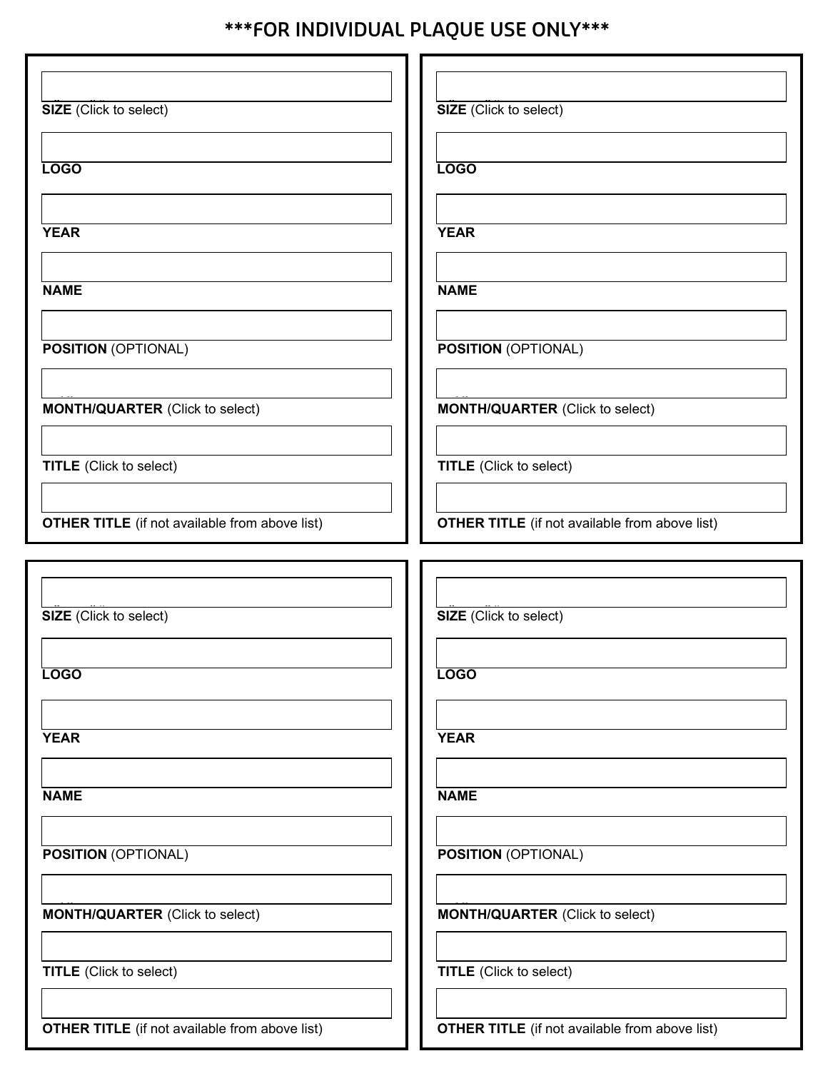# ***FOR INDIVIDUAL PLAQUE USE ONLY***

**SIZE** (Click to select)

**LOGO**

**YEAR**

**NAME**

**POSITION** (OPTIONAL)

**MONTH/QUARTER** (Click to select)

**TITLE** (Click to select)

**OTHER TITLE** (if not available from above list)

---

**SIZE** (Click to select)

**LOGO**

**YEAR**

**NAME**

**POSITION** (OPTIONAL)

**MONTH/QUARTER** (Click to select)

**TITLE** (Click to select)

**OTHER TITLE** (if not available from above list)

---

**SIZE** (Click to select)

**LOGO**

**YEAR**

**NAME**

**POSITION** (OPTIONAL)

**MONTH/QUARTER** (Click to select)

**TITLE** (Click to select)

**OTHER TITLE** (if not available from above list)

---

**SIZE** (Click to select)

**LOGO**

**YEAR**

**NAME**

**POSITION** (OPTIONAL)

**MONTH/QUARTER** (Click to select)

**TITLE** (Click to select)

**OTHER TITLE** (if not available from above list)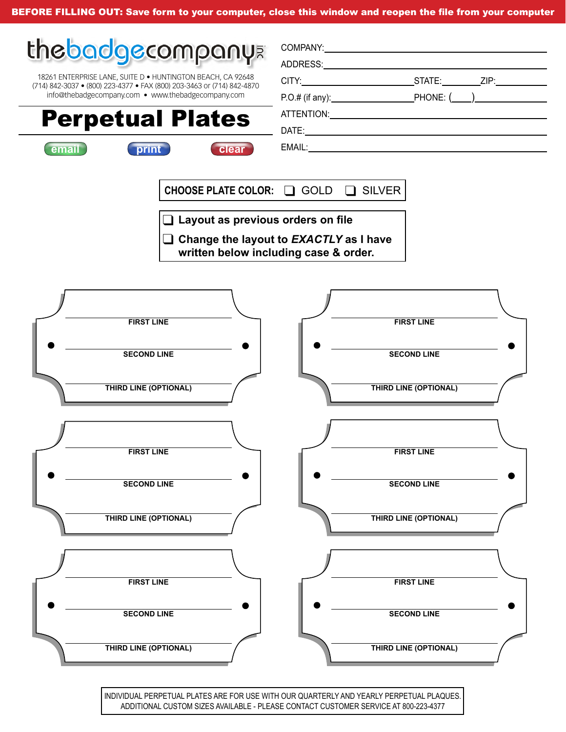**BEFORE FILLING OUT: Save form to your computer, close this window and reopen the file from your computer**

thebadgecompany inc

18261 ENTERPRISE LANE, SUITE D • HUNTINGTON BEACH, CA 92648
(714) 842-3037 • (800) 223-4377 • FAX (800) 203-3463 or (714) 842-4870
info@thebadgecompany.com • www.thebadgecompany.com

# Perpetual Plates

email print clear

COMPANY:

ADDRESS:

CITY: STATE: ZIP:

P.O.# (if any): PHONE: ( )

ATTENTION:

DATE:

EMAIL:

**CHOOSE PLATE COLOR:** ❑ GOLD ❑ SILVER

❑ **Layout as previous orders on file**

❑ **Change the layout to *EXACTLY* as I have written below including case & order.**

**FIRST LINE**

**SECOND LINE**

**THIRD LINE (OPTIONAL)**

**FIRST LINE**

**SECOND LINE**

**THIRD LINE (OPTIONAL)**

**FIRST LINE**

**SECOND LINE**

**THIRD LINE (OPTIONAL)**

**FIRST LINE**

**SECOND LINE**

**THIRD LINE (OPTIONAL)**

**FIRST LINE**

**SECOND LINE**

**THIRD LINE (OPTIONAL)**

**FIRST LINE**

**SECOND LINE**

**THIRD LINE (OPTIONAL)**

INDIVIDUAL PERPETUAL PLATES ARE FOR USE WITH OUR QUARTERLY AND YEARLY PERPETUAL PLAQUES.
ADDITIONAL CUSTOM SIZES AVAILABLE - PLEASE CONTACT CUSTOMER SERVICE AT 800-223-4377